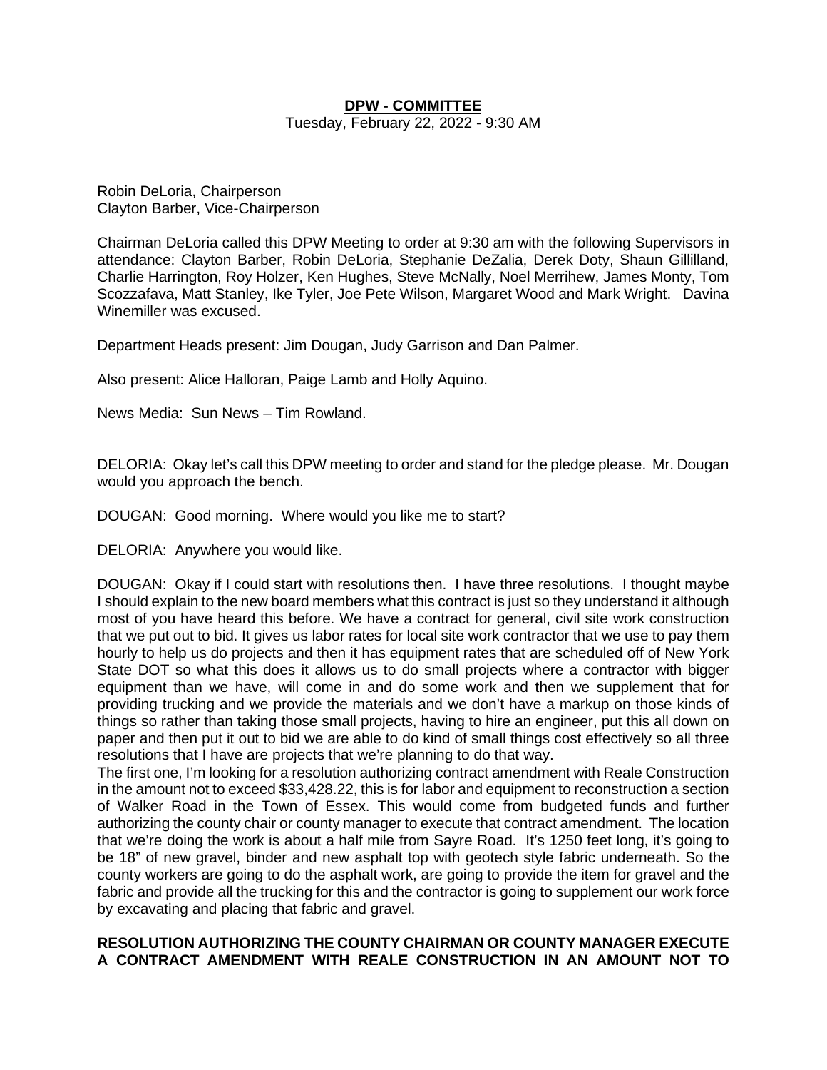## DPW - COMMITTEE

Tuesday, February 22, 2022 - 9:30 AM

Robin DeLoria, Chairperson
Clayton Barber, Vice-Chairperson

Chairman DeLoria called this DPW Meeting to order at 9:30 am with the following Supervisors in attendance: Clayton Barber, Robin DeLoria, Stephanie DeZalia, Derek Doty, Shaun Gillilland, Charlie Harrington, Roy Holzer, Ken Hughes, Steve McNally, Noel Merrihew, James Monty, Tom Scozzafava, Matt Stanley, Ike Tyler, Joe Pete Wilson, Margaret Wood and Mark Wright. Davina Winemiller was excused.

Department Heads present: Jim Dougan, Judy Garrison and Dan Palmer.

Also present: Alice Halloran, Paige Lamb and Holly Aquino.

News Media: Sun News – Tim Rowland.

DELORIA: Okay let's call this DPW meeting to order and stand for the pledge please. Mr. Dougan would you approach the bench.

DOUGAN: Good morning. Where would you like me to start?

DELORIA: Anywhere you would like.

DOUGAN: Okay if I could start with resolutions then. I have three resolutions. I thought maybe I should explain to the new board members what this contract is just so they understand it although most of you have heard this before. We have a contract for general, civil site work construction that we put out to bid. It gives us labor rates for local site work contractor that we use to pay them hourly to help us do projects and then it has equipment rates that are scheduled off of New York State DOT so what this does it allows us to do small projects where a contractor with bigger equipment than we have, will come in and do some work and then we supplement that for providing trucking and we provide the materials and we don't have a markup on those kinds of things so rather than taking those small projects, having to hire an engineer, put this all down on paper and then put it out to bid we are able to do kind of small things cost effectively so all three resolutions that I have are projects that we're planning to do that way.
The first one, I'm looking for a resolution authorizing contract amendment with Reale Construction in the amount not to exceed $33,428.22, this is for labor and equipment to reconstruction a section of Walker Road in the Town of Essex. This would come from budgeted funds and further authorizing the county chair or county manager to execute that contract amendment. The location that we're doing the work is about a half mile from Sayre Road. It's 1250 feet long, it's going to be 18" of new gravel, binder and new asphalt top with geotech style fabric underneath. So the county workers are going to do the asphalt work, are going to provide the item for gravel and the fabric and provide all the trucking for this and the contractor is going to supplement our work force by excavating and placing that fabric and gravel.

**RESOLUTION AUTHORIZING THE COUNTY CHAIRMAN OR COUNTY MANAGER EXECUTE A CONTRACT AMENDMENT WITH REALE CONSTRUCTION IN AN AMOUNT NOT TO**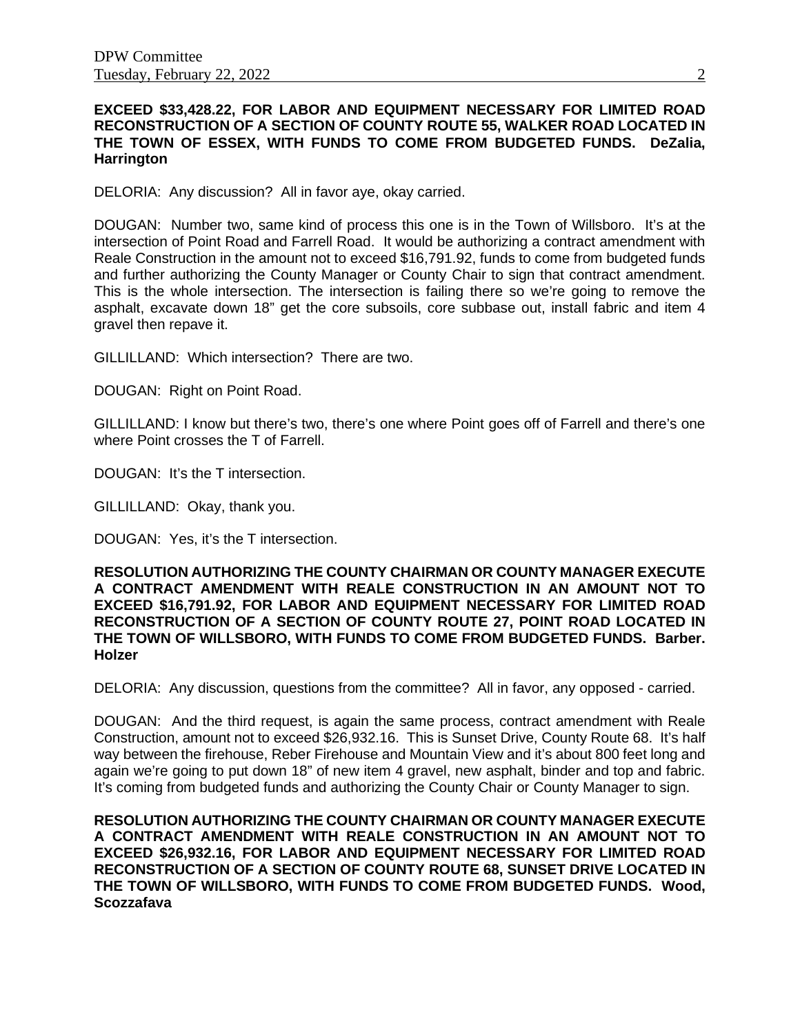**EXCEED $33,428.22, FOR LABOR AND EQUIPMENT NECESSARY FOR LIMITED ROAD RECONSTRUCTION OF A SECTION OF COUNTY ROUTE 55, WALKER ROAD LOCATED IN THE TOWN OF ESSEX, WITH FUNDS TO COME FROM BUDGETED FUNDS. DeZalia, Harrington**

DELORIA: Any discussion? All in favor aye, okay carried.

DOUGAN: Number two, same kind of process this one is in the Town of Willsboro. It's at the intersection of Point Road and Farrell Road. It would be authorizing a contract amendment with Reale Construction in the amount not to exceed $16,791.92, funds to come from budgeted funds and further authorizing the County Manager or County Chair to sign that contract amendment. This is the whole intersection. The intersection is failing there so we're going to remove the asphalt, excavate down 18" get the core subsoils, core subbase out, install fabric and item 4 gravel then repave it.

GILLILLAND: Which intersection? There are two.

DOUGAN: Right on Point Road.

GILLILLAND: I know but there's two, there's one where Point goes off of Farrell and there's one where Point crosses the T of Farrell.

DOUGAN: It's the T intersection.

GILLILLAND: Okay, thank you.

DOUGAN: Yes, it's the T intersection.

**RESOLUTION AUTHORIZING THE COUNTY CHAIRMAN OR COUNTY MANAGER EXECUTE A CONTRACT AMENDMENT WITH REALE CONSTRUCTION IN AN AMOUNT NOT TO EXCEED $16,791.92, FOR LABOR AND EQUIPMENT NECESSARY FOR LIMITED ROAD RECONSTRUCTION OF A SECTION OF COUNTY ROUTE 27, POINT ROAD LOCATED IN THE TOWN OF WILLSBORO, WITH FUNDS TO COME FROM BUDGETED FUNDS. Barber. Holzer**

DELORIA: Any discussion, questions from the committee? All in favor, any opposed - carried.

DOUGAN: And the third request, is again the same process, contract amendment with Reale Construction, amount not to exceed $26,932.16. This is Sunset Drive, County Route 68. It's half way between the firehouse, Reber Firehouse and Mountain View and it's about 800 feet long and again we're going to put down 18" of new item 4 gravel, new asphalt, binder and top and fabric. It's coming from budgeted funds and authorizing the County Chair or County Manager to sign.

**RESOLUTION AUTHORIZING THE COUNTY CHAIRMAN OR COUNTY MANAGER EXECUTE A CONTRACT AMENDMENT WITH REALE CONSTRUCTION IN AN AMOUNT NOT TO EXCEED $26,932.16, FOR LABOR AND EQUIPMENT NECESSARY FOR LIMITED ROAD RECONSTRUCTION OF A SECTION OF COUNTY ROUTE 68, SUNSET DRIVE LOCATED IN THE TOWN OF WILLSBORO, WITH FUNDS TO COME FROM BUDGETED FUNDS. Wood, Scozzafava**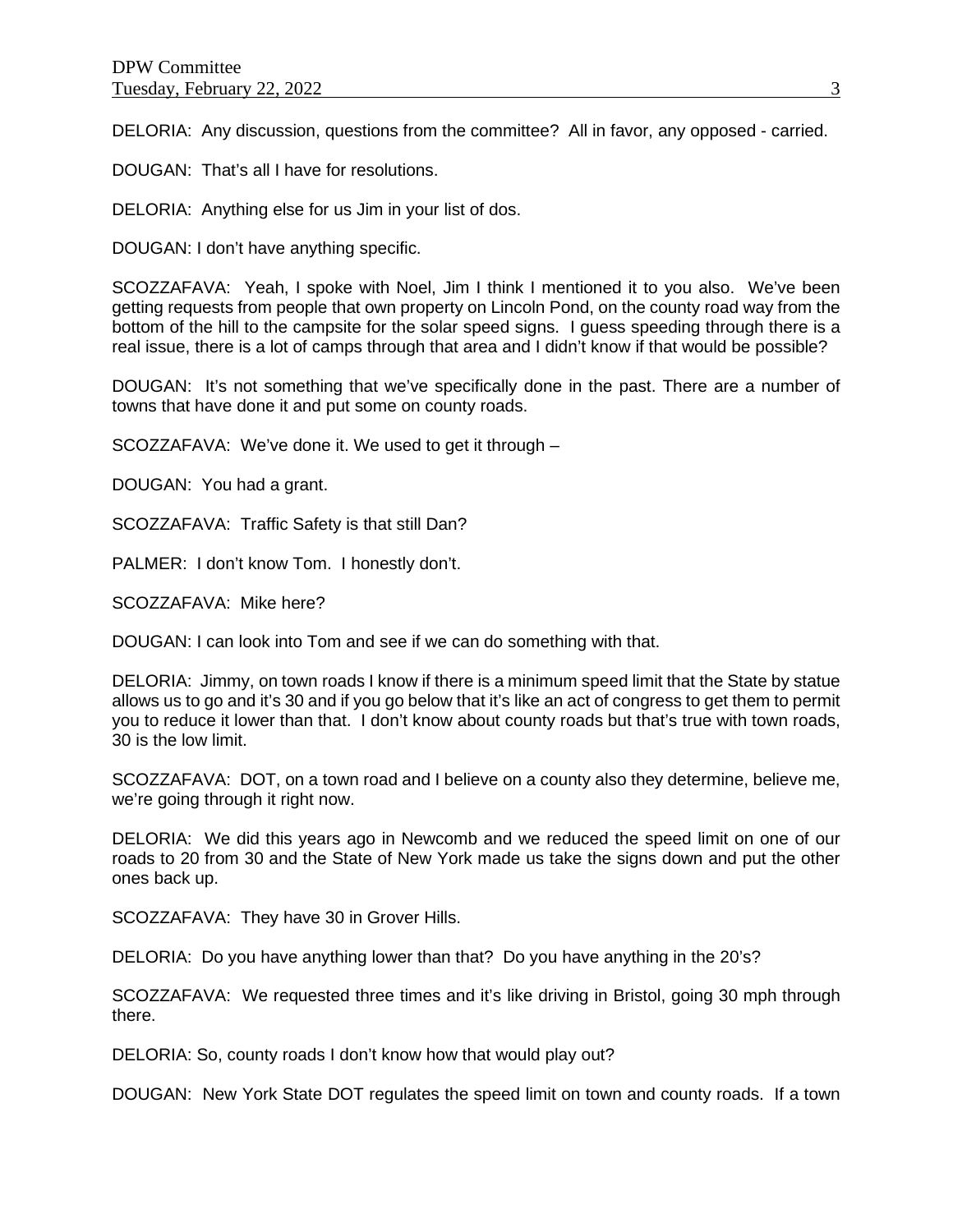DELORIA: Any discussion, questions from the committee? All in favor, any opposed - carried.

DOUGAN: That's all I have for resolutions.

DELORIA: Anything else for us Jim in your list of dos.

DOUGAN: I don't have anything specific.

SCOZZAFAVA: Yeah, I spoke with Noel, Jim I think I mentioned it to you also. We've been getting requests from people that own property on Lincoln Pond, on the county road way from the bottom of the hill to the campsite for the solar speed signs. I guess speeding through there is a real issue, there is a lot of camps through that area and I didn't know if that would be possible?

DOUGAN: It's not something that we've specifically done in the past. There are a number of towns that have done it and put some on county roads.

SCOZZAFAVA: We've done it. We used to get it through –

DOUGAN: You had a grant.

SCOZZAFAVA: Traffic Safety is that still Dan?

PALMER: I don't know Tom. I honestly don't.

SCOZZAFAVA: Mike here?

DOUGAN: I can look into Tom and see if we can do something with that.

DELORIA: Jimmy, on town roads I know if there is a minimum speed limit that the State by statue allows us to go and it's 30 and if you go below that it's like an act of congress to get them to permit you to reduce it lower than that. I don't know about county roads but that's true with town roads, 30 is the low limit.

SCOZZAFAVA: DOT, on a town road and I believe on a county also they determine, believe me, we're going through it right now.

DELORIA: We did this years ago in Newcomb and we reduced the speed limit on one of our roads to 20 from 30 and the State of New York made us take the signs down and put the other ones back up.

SCOZZAFAVA: They have 30 in Grover Hills.

DELORIA: Do you have anything lower than that? Do you have anything in the 20's?

SCOZZAFAVA: We requested three times and it's like driving in Bristol, going 30 mph through there.

DELORIA: So, county roads I don't know how that would play out?

DOUGAN: New York State DOT regulates the speed limit on town and county roads. If a town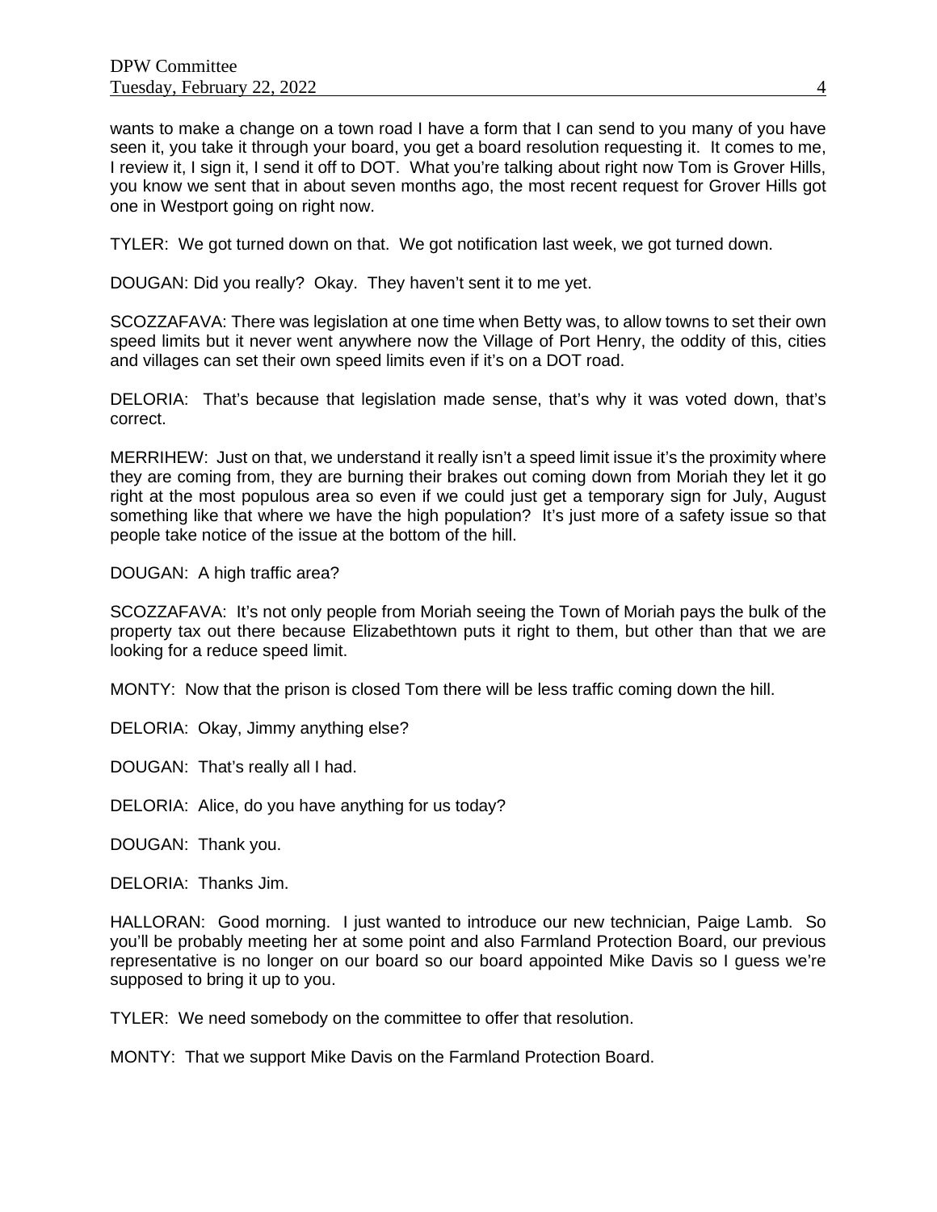wants to make a change on a town road I have a form that I can send to you many of you have seen it, you take it through your board, you get a board resolution requesting it. It comes to me, I review it, I sign it, I send it off to DOT. What you're talking about right now Tom is Grover Hills, you know we sent that in about seven months ago, the most recent request for Grover Hills got one in Westport going on right now.

TYLER: We got turned down on that. We got notification last week, we got turned down.

DOUGAN: Did you really? Okay. They haven't sent it to me yet.

SCOZZAFAVA: There was legislation at one time when Betty was, to allow towns to set their own speed limits but it never went anywhere now the Village of Port Henry, the oddity of this, cities and villages can set their own speed limits even if it's on a DOT road.

DELORIA: That's because that legislation made sense, that's why it was voted down, that's correct.

MERRIHEW: Just on that, we understand it really isn't a speed limit issue it's the proximity where they are coming from, they are burning their brakes out coming down from Moriah they let it go right at the most populous area so even if we could just get a temporary sign for July, August something like that where we have the high population? It's just more of a safety issue so that people take notice of the issue at the bottom of the hill.

DOUGAN: A high traffic area?

SCOZZAFAVA: It's not only people from Moriah seeing the Town of Moriah pays the bulk of the property tax out there because Elizabethtown puts it right to them, but other than that we are looking for a reduce speed limit.

MONTY: Now that the prison is closed Tom there will be less traffic coming down the hill.

DELORIA: Okay, Jimmy anything else?

DOUGAN: That's really all I had.

DELORIA: Alice, do you have anything for us today?

DOUGAN: Thank you.

DELORIA: Thanks Jim.

HALLORAN: Good morning. I just wanted to introduce our new technician, Paige Lamb. So you'll be probably meeting her at some point and also Farmland Protection Board, our previous representative is no longer on our board so our board appointed Mike Davis so I guess we're supposed to bring it up to you.

TYLER: We need somebody on the committee to offer that resolution.

MONTY: That we support Mike Davis on the Farmland Protection Board.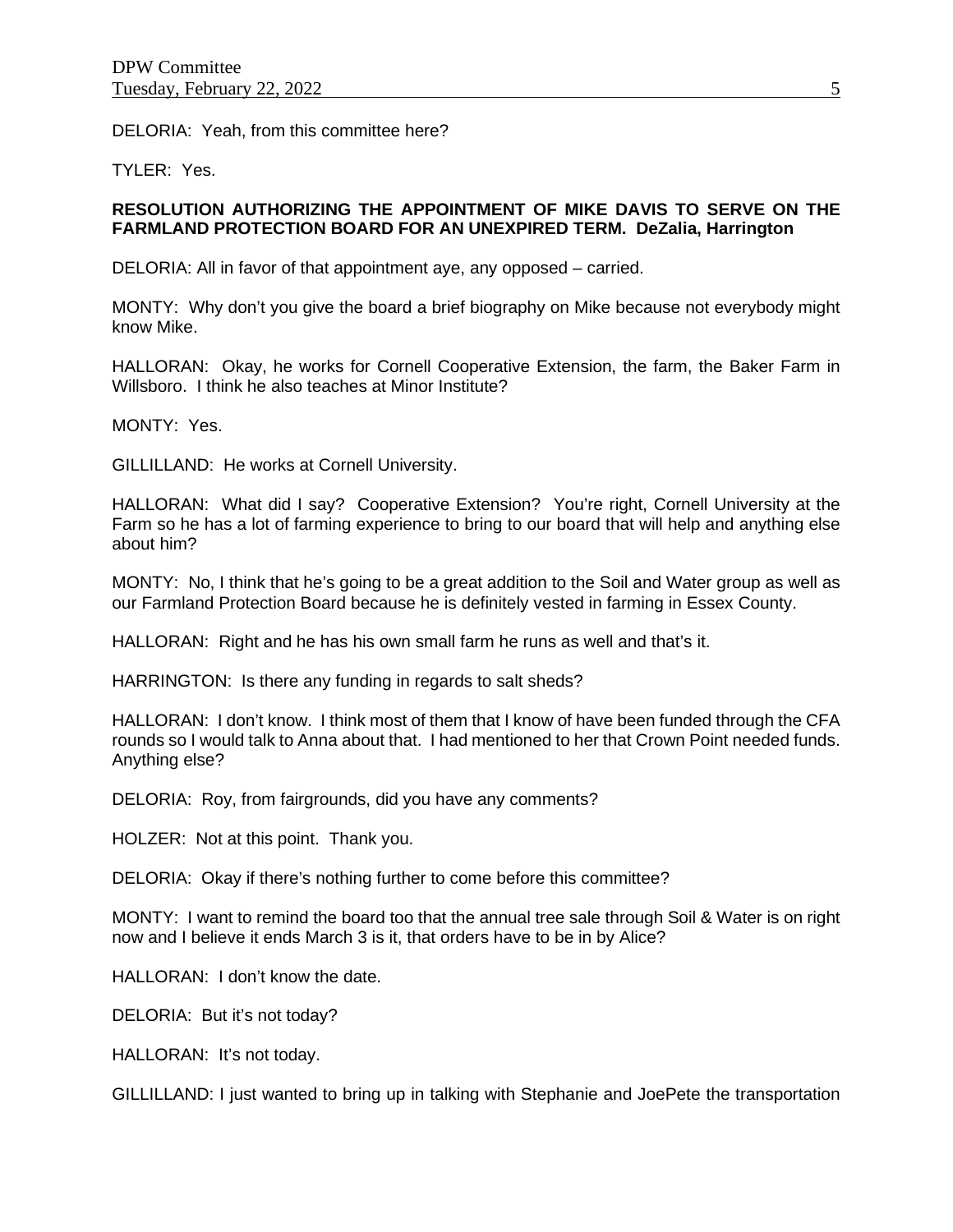DELORIA: Yeah, from this committee here?

TYLER: Yes.

**RESOLUTION AUTHORIZING THE APPOINTMENT OF MIKE DAVIS TO SERVE ON THE FARMLAND PROTECTION BOARD FOR AN UNEXPIRED TERM. DeZalia, Harrington**

DELORIA: All in favor of that appointment aye, any opposed – carried.

MONTY: Why don't you give the board a brief biography on Mike because not everybody might know Mike.

HALLORAN: Okay, he works for Cornell Cooperative Extension, the farm, the Baker Farm in Willsboro. I think he also teaches at Minor Institute?

MONTY: Yes.

GILLILLAND: He works at Cornell University.

HALLORAN: What did I say? Cooperative Extension? You're right, Cornell University at the Farm so he has a lot of farming experience to bring to our board that will help and anything else about him?

MONTY: No, I think that he's going to be a great addition to the Soil and Water group as well as our Farmland Protection Board because he is definitely vested in farming in Essex County.

HALLORAN: Right and he has his own small farm he runs as well and that's it.

HARRINGTON: Is there any funding in regards to salt sheds?

HALLORAN: I don't know. I think most of them that I know of have been funded through the CFA rounds so I would talk to Anna about that. I had mentioned to her that Crown Point needed funds. Anything else?

DELORIA: Roy, from fairgrounds, did you have any comments?

HOLZER: Not at this point. Thank you.

DELORIA: Okay if there's nothing further to come before this committee?

MONTY: I want to remind the board too that the annual tree sale through Soil & Water is on right now and I believe it ends March 3 is it, that orders have to be in by Alice?

HALLORAN: I don't know the date.

DELORIA: But it's not today?

HALLORAN: It's not today.

GILLILLAND: I just wanted to bring up in talking with Stephanie and JoePete the transportation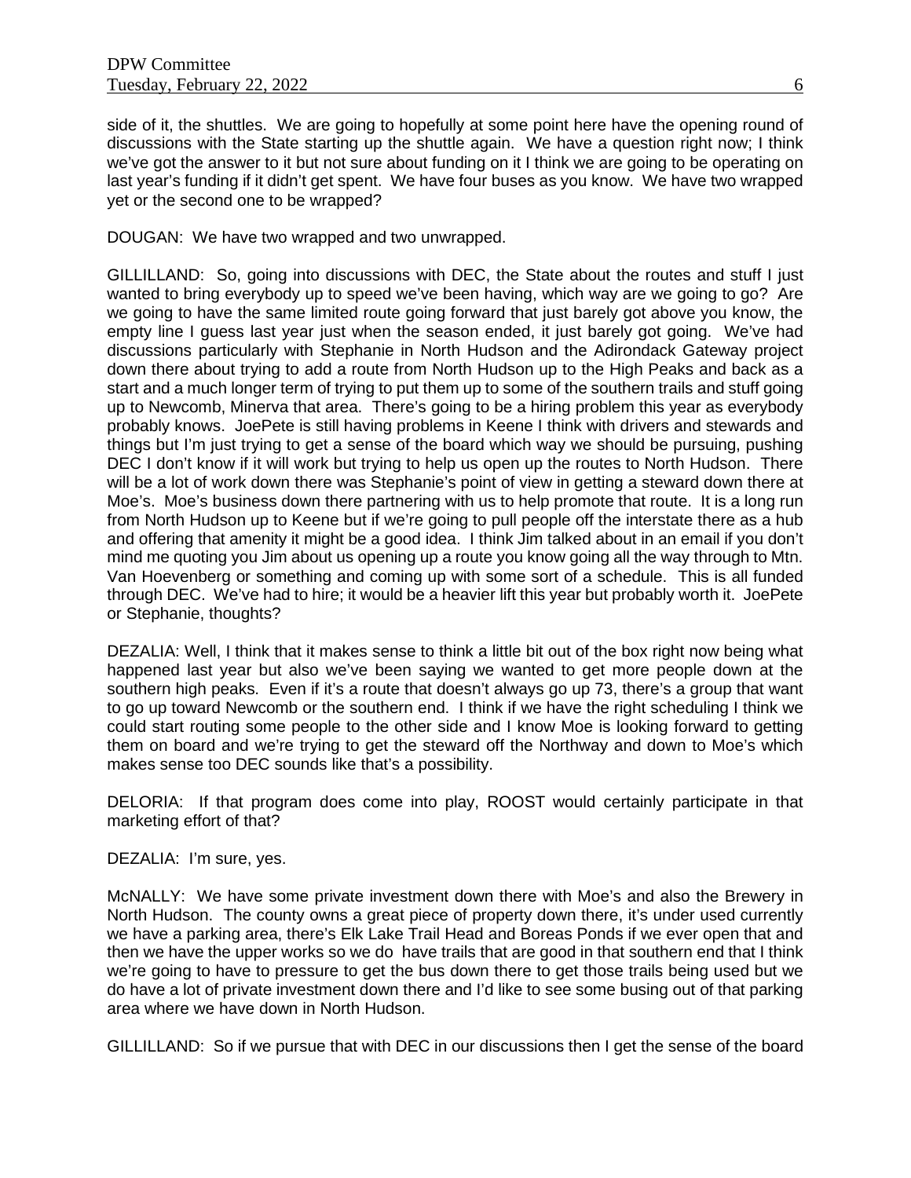side of it, the shuttles. We are going to hopefully at some point here have the opening round of discussions with the State starting up the shuttle again. We have a question right now; I think we've got the answer to it but not sure about funding on it I think we are going to be operating on last year's funding if it didn't get spent. We have four buses as you know. We have two wrapped yet or the second one to be wrapped?

DOUGAN: We have two wrapped and two unwrapped.

GILLILLAND: So, going into discussions with DEC, the State about the routes and stuff I just wanted to bring everybody up to speed we've been having, which way are we going to go? Are we going to have the same limited route going forward that just barely got above you know, the empty line I guess last year just when the season ended, it just barely got going. We've had discussions particularly with Stephanie in North Hudson and the Adirondack Gateway project down there about trying to add a route from North Hudson up to the High Peaks and back as a start and a much longer term of trying to put them up to some of the southern trails and stuff going up to Newcomb, Minerva that area. There's going to be a hiring problem this year as everybody probably knows. JoePete is still having problems in Keene I think with drivers and stewards and things but I'm just trying to get a sense of the board which way we should be pursuing, pushing DEC I don't know if it will work but trying to help us open up the routes to North Hudson. There will be a lot of work down there was Stephanie's point of view in getting a steward down there at Moe's. Moe's business down there partnering with us to help promote that route. It is a long run from North Hudson up to Keene but if we're going to pull people off the interstate there as a hub and offering that amenity it might be a good idea. I think Jim talked about in an email if you don't mind me quoting you Jim about us opening up a route you know going all the way through to Mtn. Van Hoevenberg or something and coming up with some sort of a schedule. This is all funded through DEC. We've had to hire; it would be a heavier lift this year but probably worth it. JoePete or Stephanie, thoughts?

DEZALIA: Well, I think that it makes sense to think a little bit out of the box right now being what happened last year but also we've been saying we wanted to get more people down at the southern high peaks. Even if it's a route that doesn't always go up 73, there's a group that want to go up toward Newcomb or the southern end. I think if we have the right scheduling I think we could start routing some people to the other side and I know Moe is looking forward to getting them on board and we're trying to get the steward off the Northway and down to Moe's which makes sense too DEC sounds like that's a possibility.

DELORIA: If that program does come into play, ROOST would certainly participate in that marketing effort of that?

DEZALIA: I'm sure, yes.

McNALLY: We have some private investment down there with Moe's and also the Brewery in North Hudson. The county owns a great piece of property down there, it's under used currently we have a parking area, there's Elk Lake Trail Head and Boreas Ponds if we ever open that and then we have the upper works so we do have trails that are good in that southern end that I think we're going to have to pressure to get the bus down there to get those trails being used but we do have a lot of private investment down there and I'd like to see some busing out of that parking area where we have down in North Hudson.

GILLILLAND: So if we pursue that with DEC in our discussions then I get the sense of the board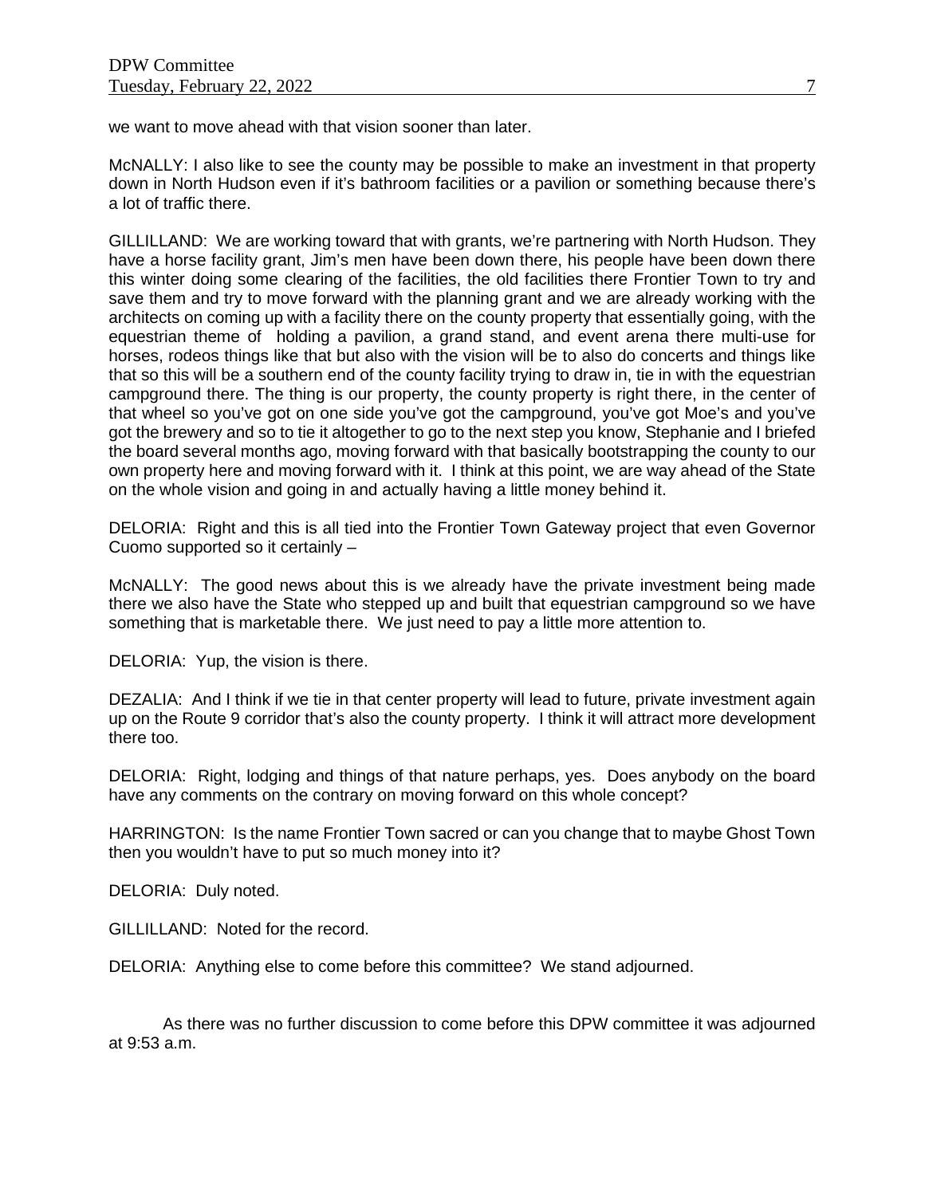we want to move ahead with that vision sooner than later.

McNALLY: I also like to see the county may be possible to make an investment in that property down in North Hudson even if it's bathroom facilities or a pavilion or something because there's a lot of traffic there.

GILLILLAND: We are working toward that with grants, we're partnering with North Hudson. They have a horse facility grant, Jim's men have been down there, his people have been down there this winter doing some clearing of the facilities, the old facilities there Frontier Town to try and save them and try to move forward with the planning grant and we are already working with the architects on coming up with a facility there on the county property that essentially going, with the equestrian theme of holding a pavilion, a grand stand, and event arena there multi-use for horses, rodeos things like that but also with the vision will be to also do concerts and things like that so this will be a southern end of the county facility trying to draw in, tie in with the equestrian campground there. The thing is our property, the county property is right there, in the center of that wheel so you've got on one side you've got the campground, you've got Moe's and you've got the brewery and so to tie it altogether to go to the next step you know, Stephanie and I briefed the board several months ago, moving forward with that basically bootstrapping the county to our own property here and moving forward with it. I think at this point, we are way ahead of the State on the whole vision and going in and actually having a little money behind it.

DELORIA: Right and this is all tied into the Frontier Town Gateway project that even Governor Cuomo supported so it certainly –

McNALLY: The good news about this is we already have the private investment being made there we also have the State who stepped up and built that equestrian campground so we have something that is marketable there. We just need to pay a little more attention to.

DELORIA: Yup, the vision is there.

DEZALIA: And I think if we tie in that center property will lead to future, private investment again up on the Route 9 corridor that's also the county property. I think it will attract more development there too.

DELORIA: Right, lodging and things of that nature perhaps, yes. Does anybody on the board have any comments on the contrary on moving forward on this whole concept?

HARRINGTON: Is the name Frontier Town sacred or can you change that to maybe Ghost Town then you wouldn't have to put so much money into it?

DELORIA: Duly noted.

GILLILLAND: Noted for the record.

DELORIA: Anything else to come before this committee? We stand adjourned.

As there was no further discussion to come before this DPW committee it was adjourned at 9:53 a.m.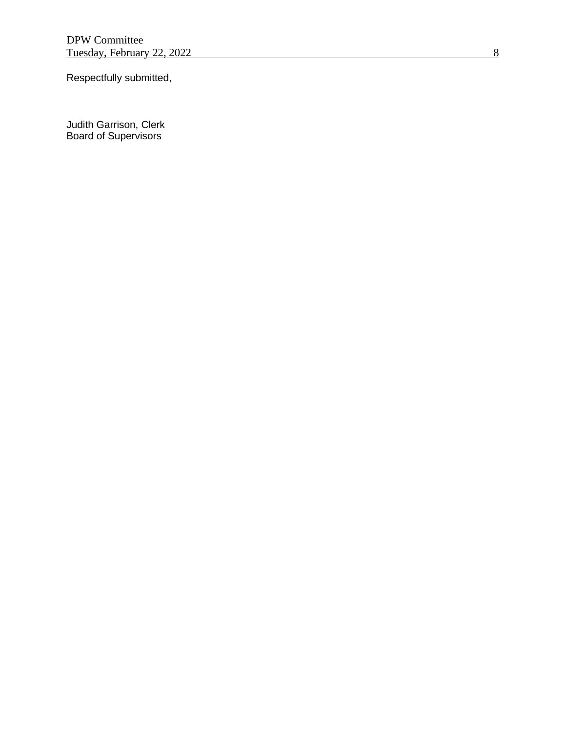Respectfully submitted,

Judith Garrison, Clerk
Board of Supervisors